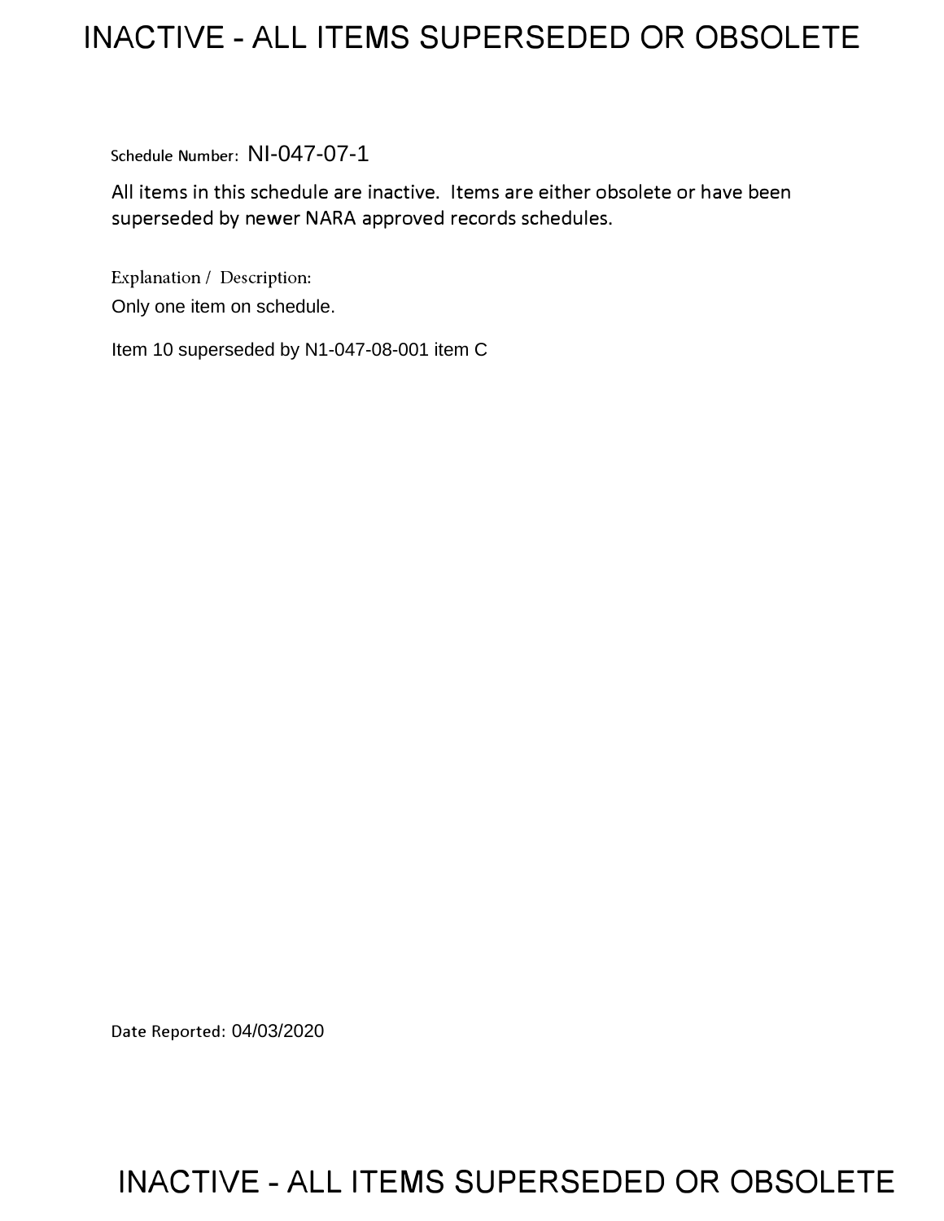# INACTIVE - ALL ITEMS SUPERSEDED OR OBSOLETE

Schedule Number: NI-047-07-1

All items in this schedule are inactive. Items are either obsolete or have been superseded by newer NARA approved records schedules.

Explanation / Description:

Only one item on schedule.

Item 10 superseded by N1-047-08-001 item C

Date Reported: 04/03/2020

# INACTIVE - ALL ITEMS SUPERSEDED OR OBSOLETE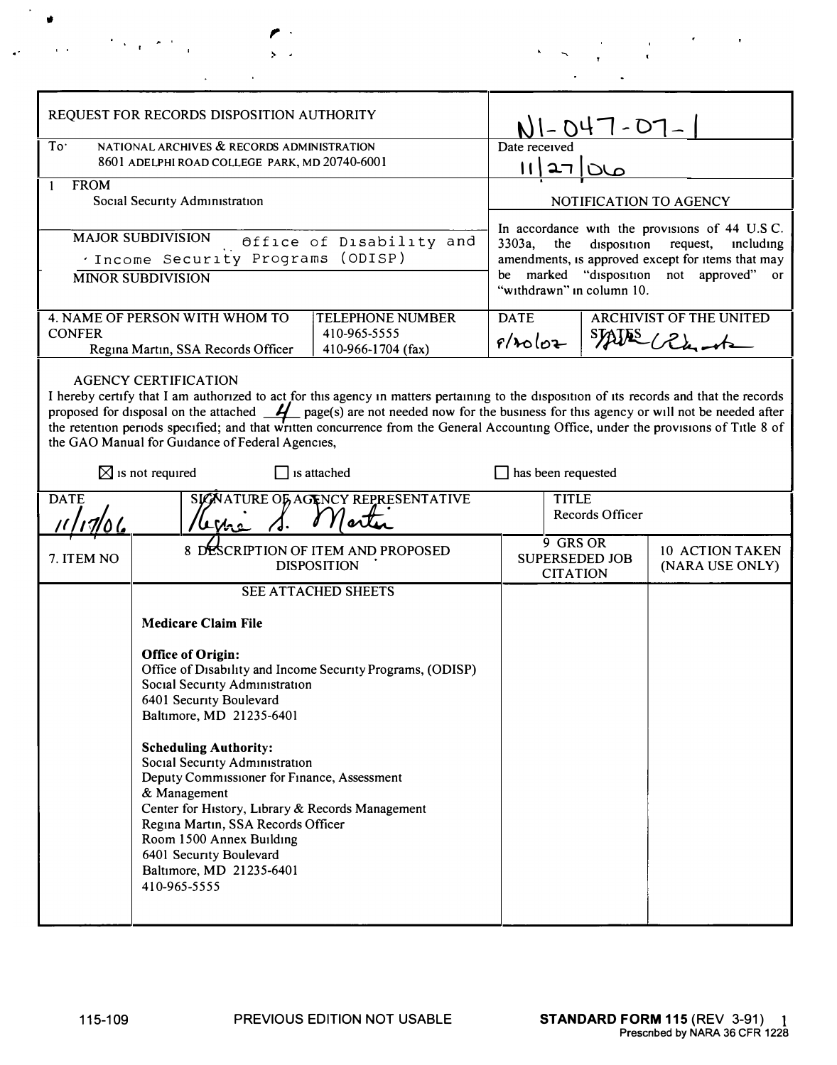| REQUEST FOR RECORDS DISPOSITION AUTHORITY | | N1-047-07-1 | |
|---|---|---|---|
| To: NATIONAL ARCHIVES & RECORDS ADMINISTRATION 8601 ADELPHI ROAD COLLEGE PARK, MD 20740-6001 | | Date received 11/27/06 | |
| 1 FROM Social Security Administration | | NOTIFICATION TO AGENCY | |
| MAJOR SUBDIVISION Office of Disability and Income Security Programs (ODISP) MINOR SUBDIVISION | | In accordance with the provisions of 44 U.S.C. 3303a, the disposition request, including amendments, is approved except for items that may be marked "disposition not approved" or "withdrawn" in column 10. | |
| 4. NAME OF PERSON WITH WHOM TO CONFER Regina Martin, SSA Records Officer | TELEPHONE NUMBER 410-965-5555 410-966-1704 (fax) | DATE 8/20/07 | ARCHIVIST OF THE UNITED STATES |

AGENCY CERTIFICATION

I hereby certify that I am authorized to act for this agency in matters pertaining to the disposition of its records and that the records proposed for disposal on the attached 4 page(s) are not needed now for the business for this agency or will not be needed after the retention periods specified; and that written concurrence from the General Accounting Office, under the provisions of Title 8 of the GAO Manual for Guidance of Federal Agencies,

☒ is not required ☐ is attached ☐ has been requested

| DATE | SIGNATURE OF AGENCY REPRESENTATIVE | TITLE |
|---|---|---|
| 11/17/06 | Regina S. Martin | Records Officer |

| 7. ITEM NO | 8 DESCRIPTION OF ITEM AND PROPOSED DISPOSITION | 9 GRS OR SUPERSEDED JOB CITATION | 10 ACTION TAKEN (NARA USE ONLY) |
|---|---|---|---|
| | SEE ATTACHED SHEETS<br><br>**Medicare Claim File**<br><br>**Office of Origin:**<br>Office of Disability and Income Security Programs, (ODISP)<br>Social Security Administration<br>6401 Security Boulevard<br>Baltimore, MD 21235-6401<br><br>**Scheduling Authority:**<br>Social Security Administration<br>Deputy Commissioner for Finance, Assessment & Management<br>Center for History, Library & Records Management<br>Regina Martin, SSA Records Officer<br>Room 1500 Annex Building<br>6401 Security Boulevard<br>Baltimore, MD 21235-6401<br>410-965-5555 | | |

115-109 PREVIOUS EDITION NOT USABLE **STANDARD FORM 115** (REV 3-91) Prescribed by NARA 36 CFR 1228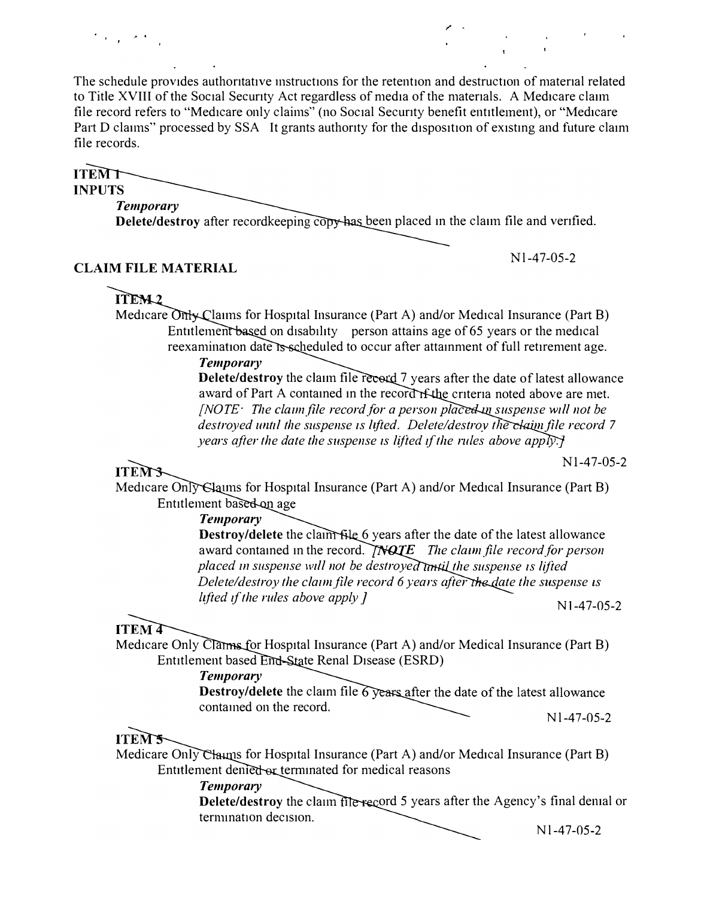The schedule provides authoritative instructions for the retention and destruction of material related to Title XVIII of the Social Security Act regardless of media of the materials. A Medicare claim file record refers to "Medicare only claims" (no Social Security benefit entitlement), or "Medicare Part D claims" processed by SSA It grants authority for the disposition of existing and future claim file records.

**ITEM 1**

**INPUTS**

***Temporary***

**Delete/destroy** after recordkeeping copy has been placed in the claim file and verified.

N1-47-05-2

**CLAIM FILE MATERIAL**

**ITEM 2**

Medicare Only Claims for Hospital Insurance (Part A) and/or Medical Insurance (Part B)

Entitlement based on disability person attains age of 65 years or the medical reexamination date is scheduled to occur after attainment of full retirement age.

***Temporary***

**Delete/destroy** the claim file record 7 years after the date of latest allowance award of Part A contained in the record if the criteria noted above are met. *[NOTE· The claim file record for a person placed in suspense will not be destroyed until the suspense is lifted. Delete/destroy the claim file record 7 years after the date the suspense is lifted if the rules above apply.]*

N1-47-05-2

**ITEM 3**

Medicare Only Claims for Hospital Insurance (Part A) and/or Medical Insurance (Part B)

Entitlement based on age

***Temporary***

**Destroy/delete** the claim file 6 years after the date of the latest allowance award contained in the record. *[NOTE The claim file record for person placed in suspense will not be destroyed until the suspense is lifted Delete/destroy the claim file record 6 years after the date the suspense is lifted if the rules above apply ]*

N1-47-05-2

**ITEM 4**

Medicare Only Claims for Hospital Insurance (Part A) and/or Medical Insurance (Part B)

Entitlement based End-State Renal Disease (ESRD)

***Temporary***

**Destroy/delete** the claim file 6 years after the date of the latest allowance contained on the record.

N1-47-05-2

**ITEM 5**

Medicare Only Claims for Hospital Insurance (Part A) and/or Medical Insurance (Part B)

Entitlement denied or terminated for medical reasons

***Temporary***

**Delete/destroy** the claim file record 5 years after the Agency's final denial or termination decision.

N1-47-05-2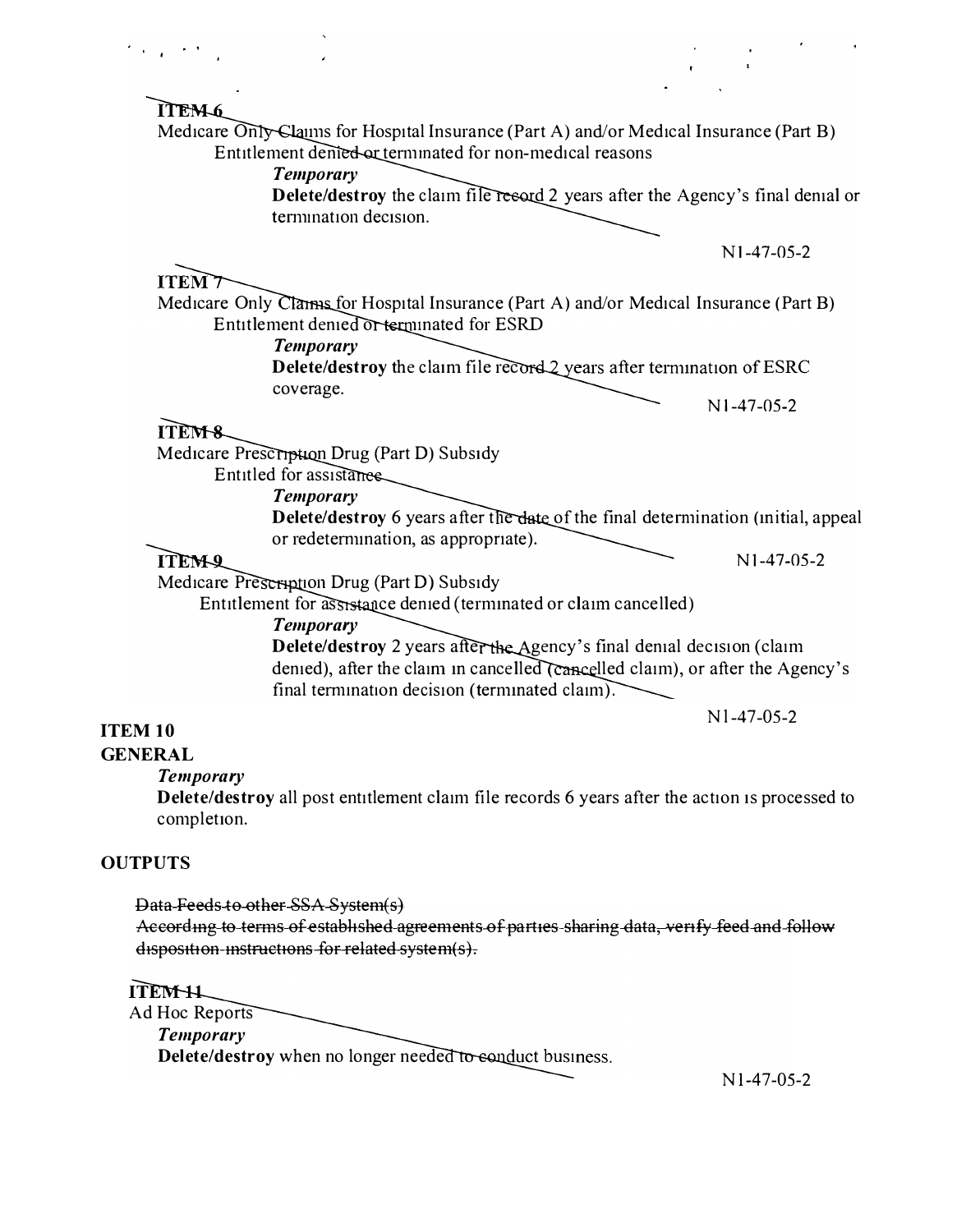**ITEM 6**

Medicare Only Claims for Hospital Insurance (Part A) and/or Medical Insurance (Part B)

Entitlement denied or terminated for non-medical reasons

*Temporary*

**Delete/destroy** the claim file record 2 years after the Agency's final denial or termination decision.

N1-47-05-2

**ITEM 7**

Medicare Only Claims for Hospital Insurance (Part A) and/or Medical Insurance (Part B)

Entitlement denied or terminated for ESRD

*Temporary*

**Delete/destroy** the claim file record 2 years after termination of ESRC coverage.

N1-47-05-2

**ITEM 8**

Medicare Prescription Drug (Part D) Subsidy

Entitled for assistance

*Temporary*

**Delete/destroy** 6 years after the date of the final determination (initial, appeal or redetermination, as appropriate).

N1-47-05-2

**ITEM 9**

Medicare Prescription Drug (Part D) Subsidy

Entitlement for assistance denied (terminated or claim cancelled)

*Temporary*

**Delete/destroy** 2 years after the Agency's final denial decision (claim denied), after the claim in cancelled (cancelled claim), or after the Agency's final termination decision (terminated claim).

N1-47-05-2

**ITEM 10**

**GENERAL**

*Temporary*

**Delete/destroy** all post entitlement claim file records 6 years after the action is processed to completion.

**OUTPUTS**

~~Data Feeds to other SSA System(s)~~

~~According to terms of established agreements of parties sharing data, verify feed and follow disposition instructions for related system(s).~~

**ITEM 11**

Ad Hoc Reports

*Temporary*

**Delete/destroy** when no longer needed to conduct business.

N1-47-05-2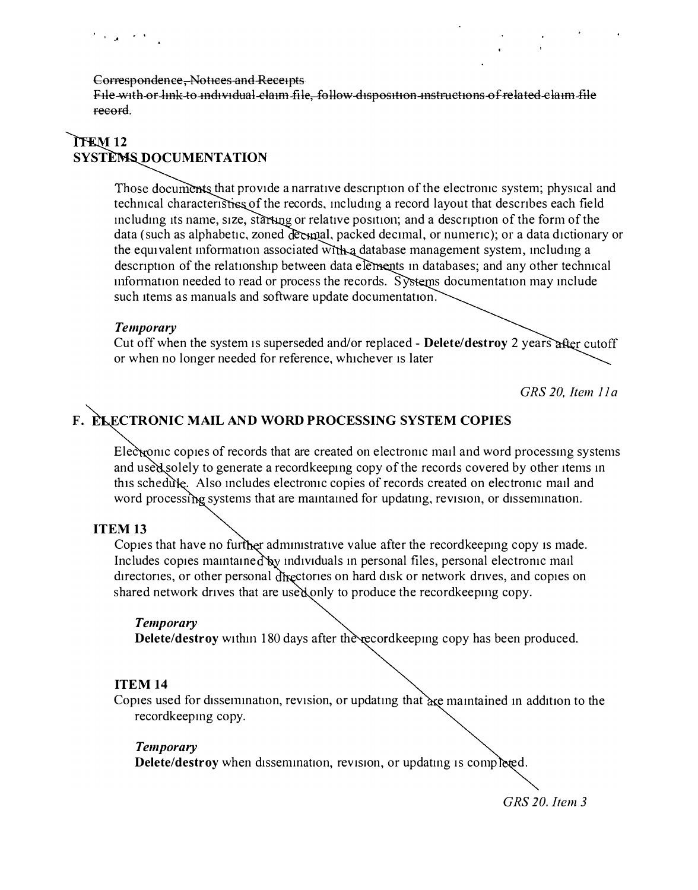~~Correspondence, Notices and Receipts~~
~~File with or link to individual claim file, follow disposition instructions of related claim file record.~~

## ITEM 12
## SYSTEMS DOCUMENTATION

Those documents that provide a narrative description of the electronic system; physical and technical characteristics of the records, including a record layout that describes each field including its name, size, starting or relative position; and a description of the form of the data (such as alphabetic, zoned decimal, packed decimal, or numeric); or a data dictionary or the equivalent information associated with a database management system, including a description of the relationship between data elements in databases; and any other technical information needed to read or process the records. Systems documentation may include such items as manuals and software update documentation.

***Temporary***
Cut off when the system is superseded and/or replaced - **Delete/destroy** 2 years after cutoff or when no longer needed for reference, whichever is later

*GRS 20, Item 11a*

## F. ELECTRONIC MAIL AND WORD PROCESSING SYSTEM COPIES

Electronic copies of records that are created on electronic mail and word processing systems and used solely to generate a recordkeeping copy of the records covered by other items in this schedule. Also includes electronic copies of records created on electronic mail and word processing systems that are maintained for updating, revision, or dissemination.

### ITEM 13
Copies that have no further administrative value after the recordkeeping copy is made. Includes copies maintained by individuals in personal files, personal electronic mail directories, or other personal directories on hard disk or network drives, and copies on shared network drives that are used only to produce the recordkeeping copy.

***Temporary***
**Delete/destroy** within 180 days after the recordkeeping copy has been produced.

### ITEM 14
Copies used for dissemination, revision, or updating that are maintained in addition to the recordkeeping copy.

***Temporary***
**Delete/destroy** when dissemination, revision, or updating is completed.

*GRS 20, Item 3*